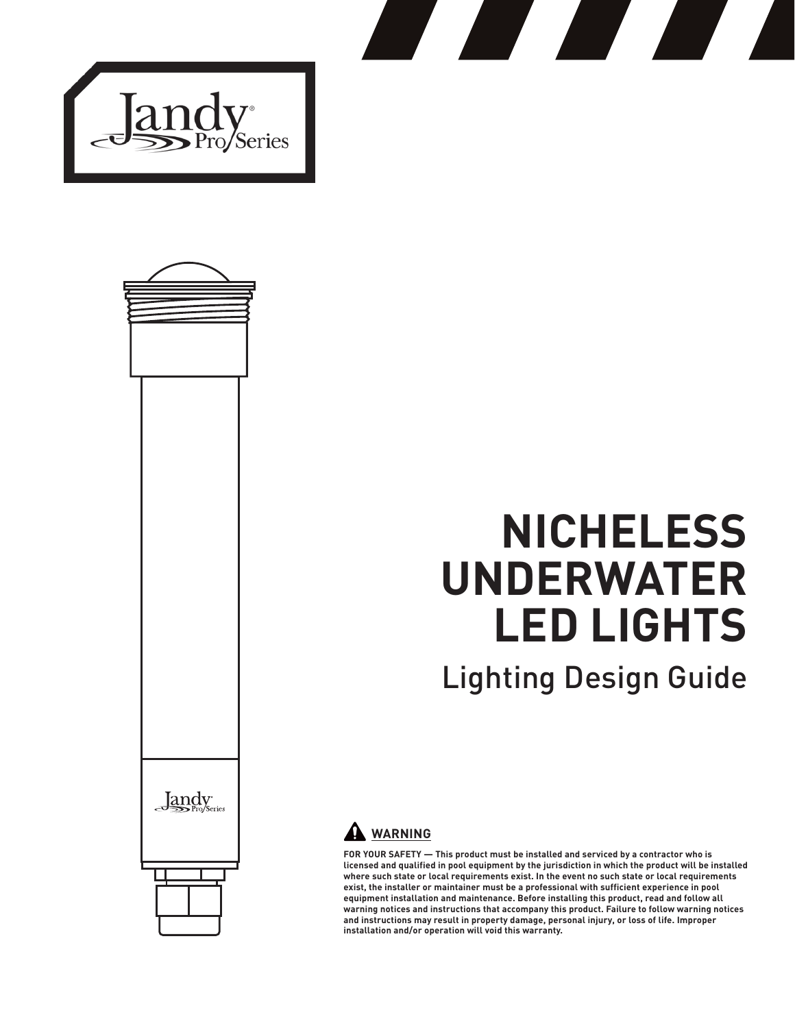# NICHELESS UNDERWATER LED LIGHTS

## Lighting Design Guide

**WARNING**

**FOR YOUR SAFETY — This product must be installed and serviced by a contractor who is licensed and qualified in pool equipment by the jurisdiction in which the product will be installed where such state or local requirements exist. In the event no such state or local requirements exist, the installer or maintainer must be a professional with sufficient experience in pool equipment installation and maintenance. Before installing this product, read and follow all warning notices and instructions that accompany this product. Failure to follow warning notices and instructions may result in property damage, personal injury, or loss of life. Improper installation and/or operation will void this warranty.**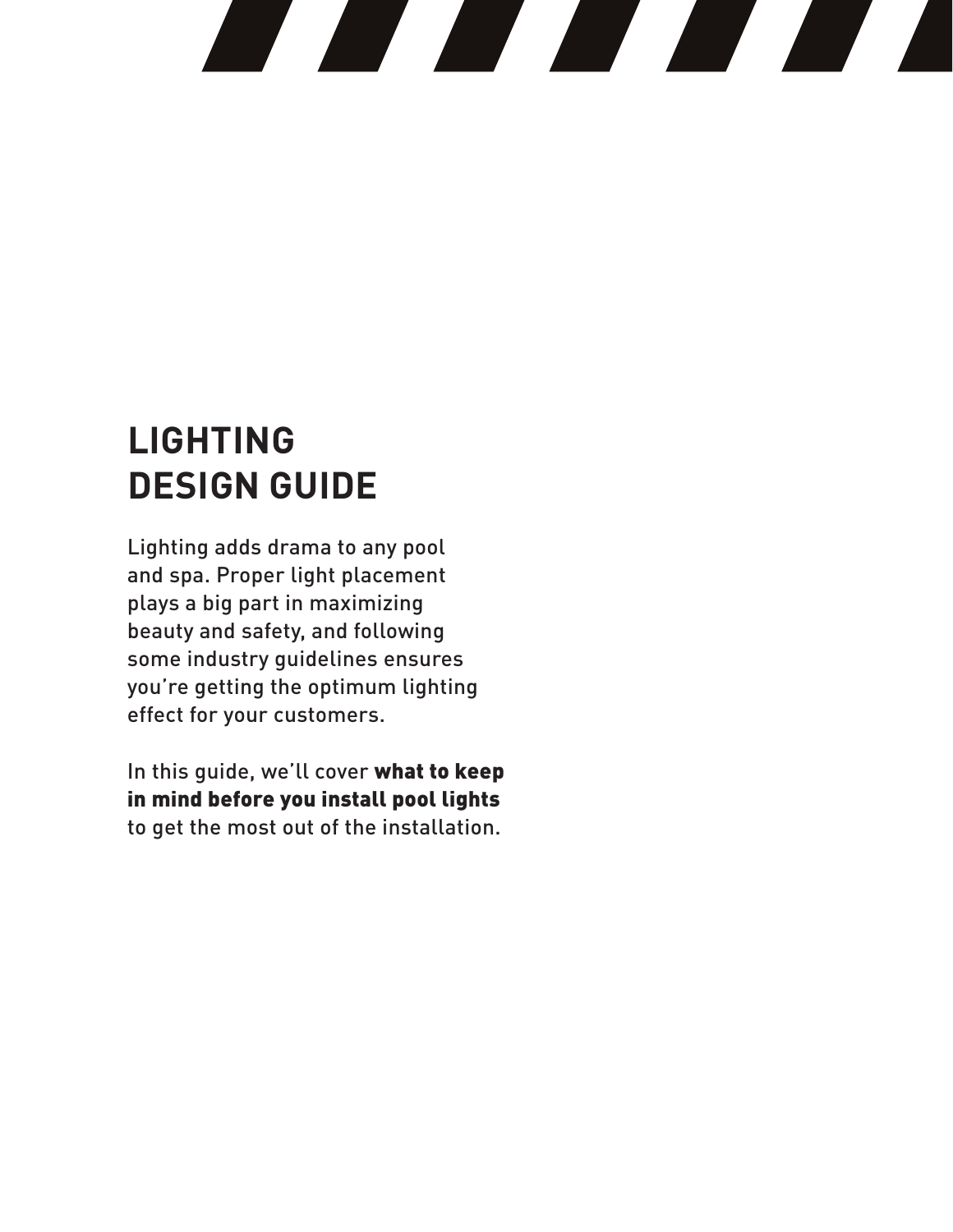# LIGHTING DESIGN GUIDE

Lighting adds drama to any pool and spa. Proper light placement plays a big part in maximizing beauty and safety, and following some industry guidelines ensures you're getting the optimum lighting effect for your customers.

In this guide, we'll cover **what to keep in mind before you install pool lights** to get the most out of the installation.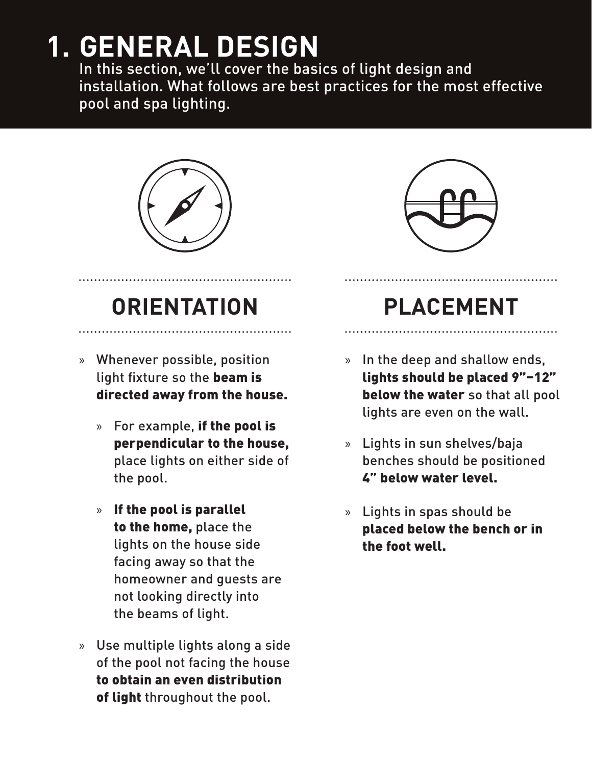# 1. GENERAL DESIGN

In this section, we'll cover the basics of light design and installation. What follows are best practices for the most effective pool and spa lighting.

## ORIENTATION

- Whenever possible, position light fixture so the **beam is directed away from the house.**
  - For example, **if the pool is perpendicular to the house,** place lights on either side of the pool.
  - **If the pool is parallel to the home,** place the lights on the house side facing away so that the homeowner and guests are not looking directly into the beams of light.
- Use multiple lights along a side of the pool not facing the house **to obtain an even distribution of light** throughout the pool.

## PLACEMENT

- In the deep and shallow ends, **lights should be placed 9"–12" below the water** so that all pool lights are even on the wall.
- Lights in sun shelves/baja benches should be positioned **4" below water level.**
- Lights in spas should be **placed below the bench or in the foot well.**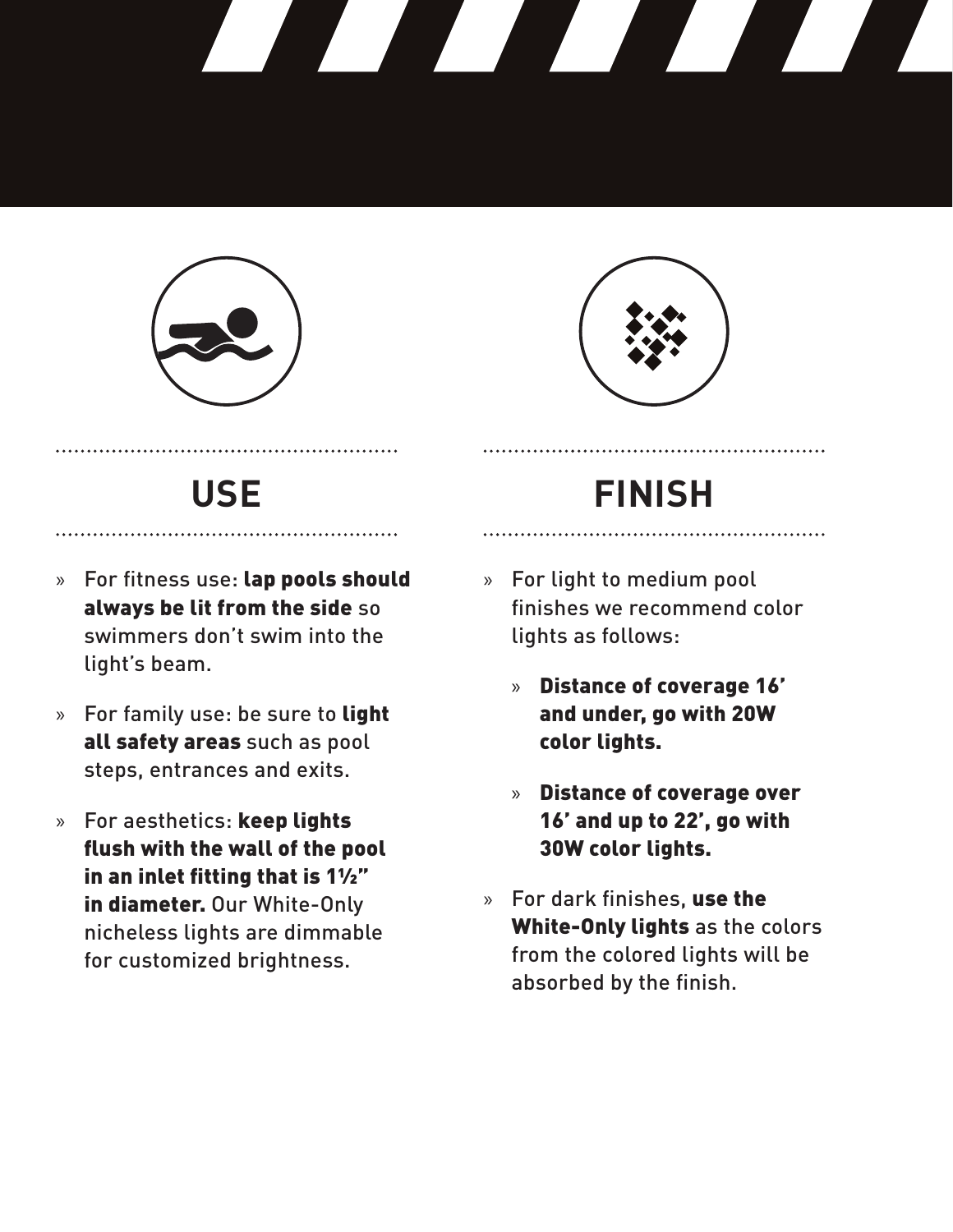## USE

- For fitness use: **lap pools should always be lit from the side** so swimmers don't swim into the light's beam.
- For family use: be sure to **light all safety areas** such as pool steps, entrances and exits.
- For aesthetics: **keep lights flush with the wall of the pool in an inlet fitting that is 1½" in diameter.** Our White-Only nicheless lights are dimmable for customized brightness.

## FINISH

- For light to medium pool finishes we recommend color lights as follows:
  - **Distance of coverage 16' and under, go with 20W color lights.**
  - **Distance of coverage over 16' and up to 22', go with 30W color lights.**
- For dark finishes, **use the White-Only lights** as the colors from the colored lights will be absorbed by the finish.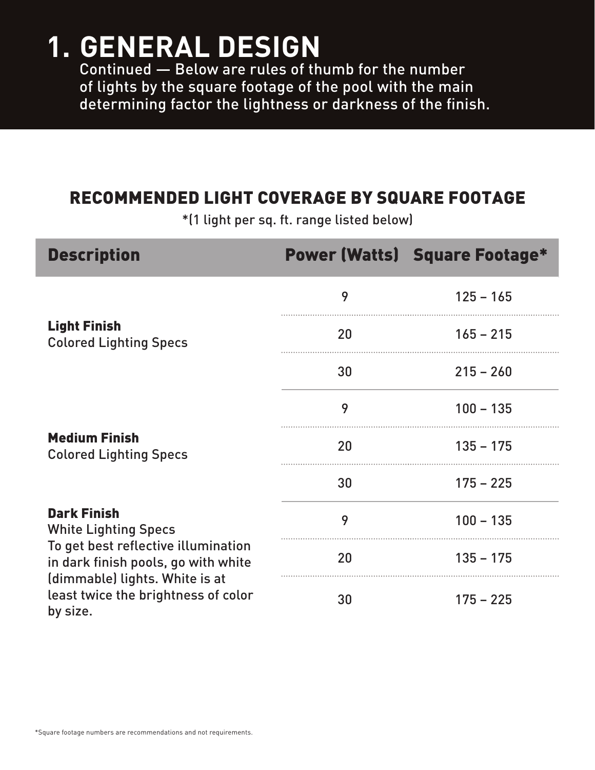# 1. GENERAL DESIGN

Continued — Below are rules of thumb for the number of lights by the square footage of the pool with the main determining factor the lightness or darkness of the finish.

## RECOMMENDED LIGHT COVERAGE BY SQUARE FOOTAGE

*(1 light per sq. ft. range listed below)

| Description | Power (Watts) | Square Footage* |
|---|---|---|
| **Light Finish** Colored Lighting Specs | 9 | 125 – 165 |
| | 20 | 165 – 215 |
| | 30 | 215 – 260 |
| **Medium Finish** Colored Lighting Specs | 9 | 100 – 135 |
| | 20 | 135 – 175 |
| | 30 | 175 – 225 |
| **Dark Finish** White Lighting Specs To get best reflective illumination in dark finish pools, go with white (dimmable) lights. White is at least twice the brightness of color by size. | 9 | 100 – 135 |
| | 20 | 135 – 175 |
| | 30 | 175 – 225 |

*Square footage numbers are recommendations and not requirements.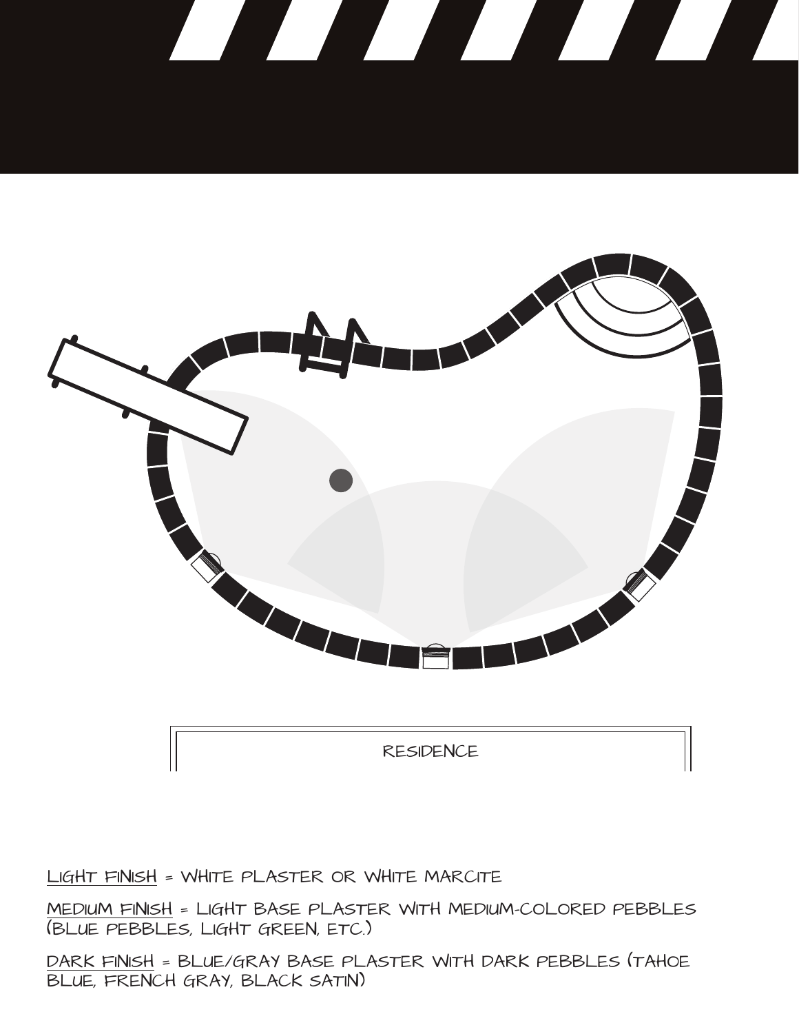RESIDENCE

LIGHT FINISH = WHITE PLASTER OR WHITE MARCITE

MEDIUM FINISH = LIGHT BASE PLASTER WITH MEDIUM-COLORED PEBBLES (BLUE PEBBLES, LIGHT GREEN, ETC.)

DARK FINISH = BLUE/GRAY BASE PLASTER WITH DARK PEBBLES (TAHOE BLUE, FRENCH GRAY, BLACK SATIN)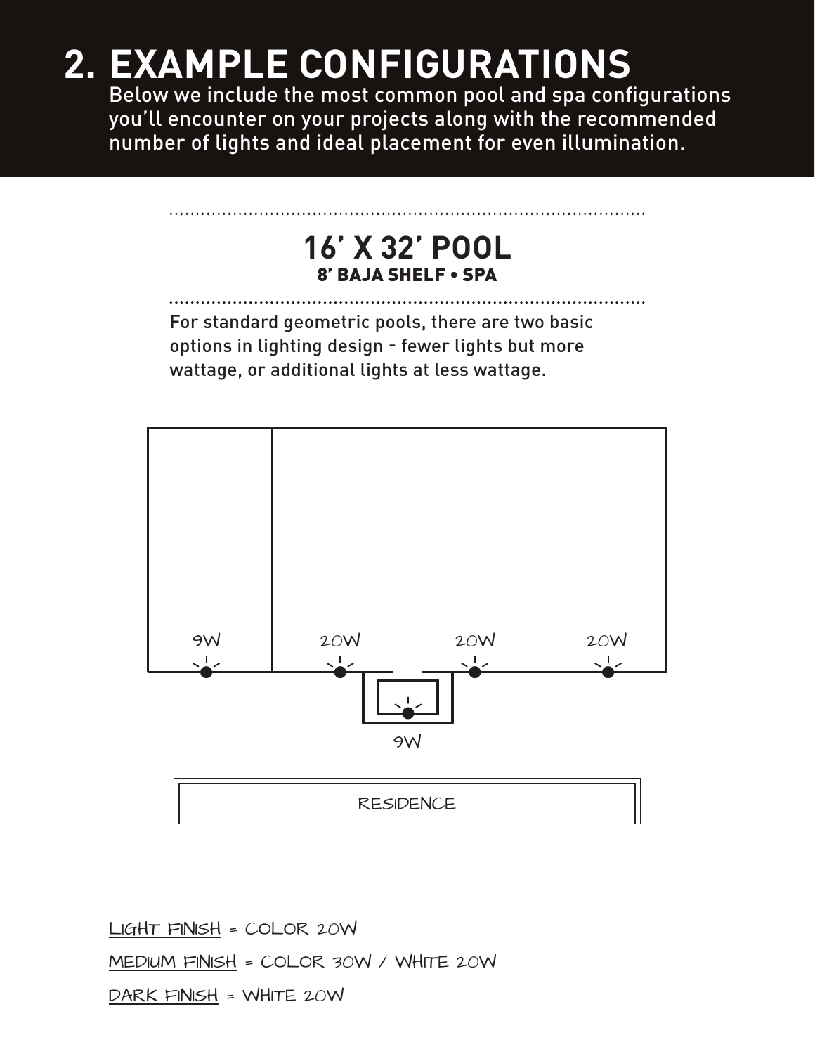# 2. EXAMPLE CONFIGURATIONS

Below we include the most common pool and spa configurations you'll encounter on your projects along with the recommended number of lights and ideal placement for even illumination.

## 16' X 32' POOL

### 8' BAJA SHELF • SPA

For standard geometric pools, there are two basic options in lighting design - fewer lights but more wattage, or additional lights at less wattage.

9W 20W 20W 20W

9W

RESIDENCE

LIGHT FINISH = COLOR 20W

MEDIUM FINISH = COLOR 30W / WHITE 20W

DARK FINISH = WHITE 20W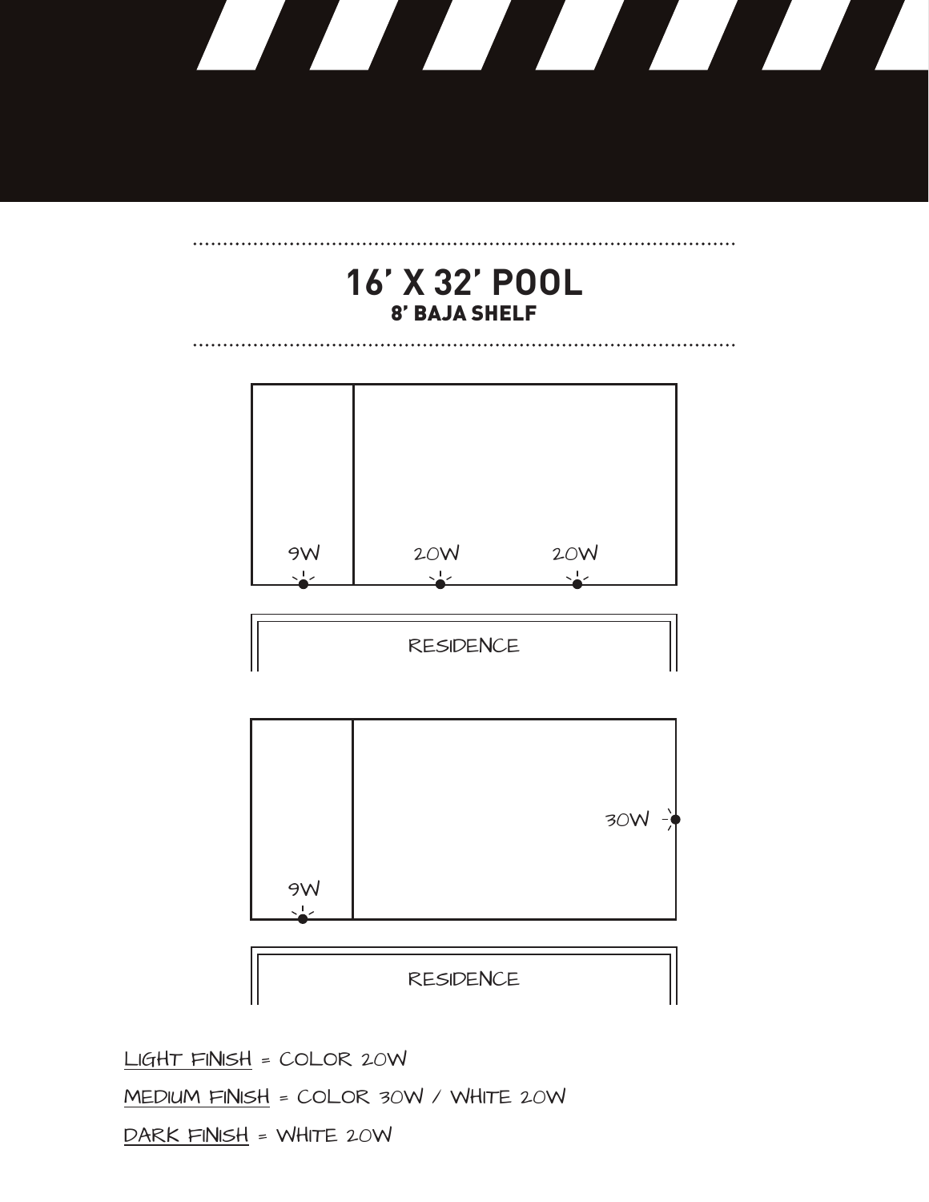# 16' X 32' POOL

## 8' BAJA SHELF

9W

20W

20W

RESIDENCE

30W

9W

RESIDENCE

LIGHT FINISH = COLOR 20W

MEDIUM FINISH = COLOR 30W / WHITE 20W

DARK FINISH = WHITE 20W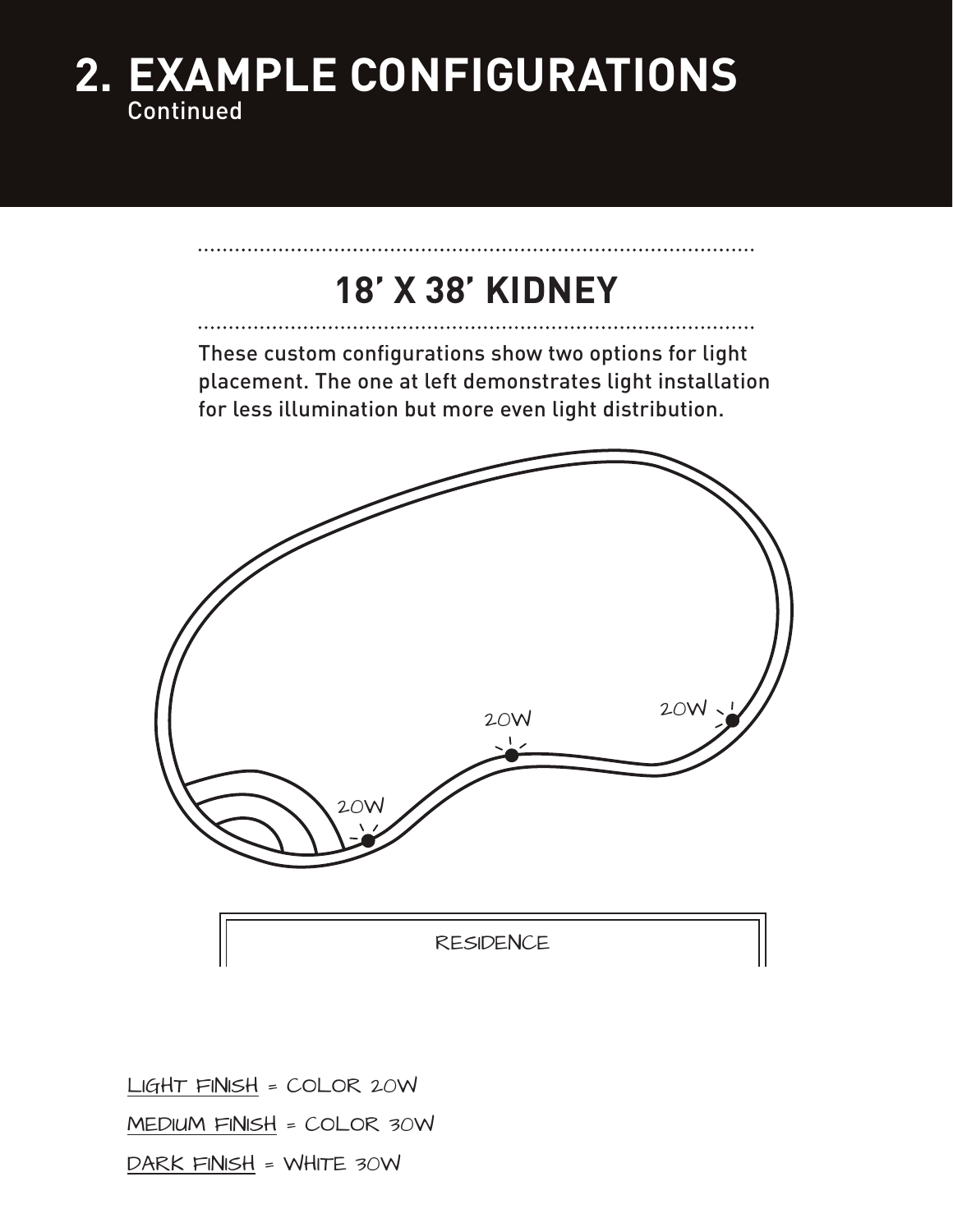# 2. EXAMPLE CONFIGURATIONS

Continued

## 18' X 38' KIDNEY

These custom configurations show two options for light placement. The one at left demonstrates light installation for less illumination but more even light distribution.

20W

20W

20W

RESIDENCE

LIGHT FINISH = COLOR 20W

MEDIUM FINISH = COLOR 30W

DARK FINISH = WHITE 30W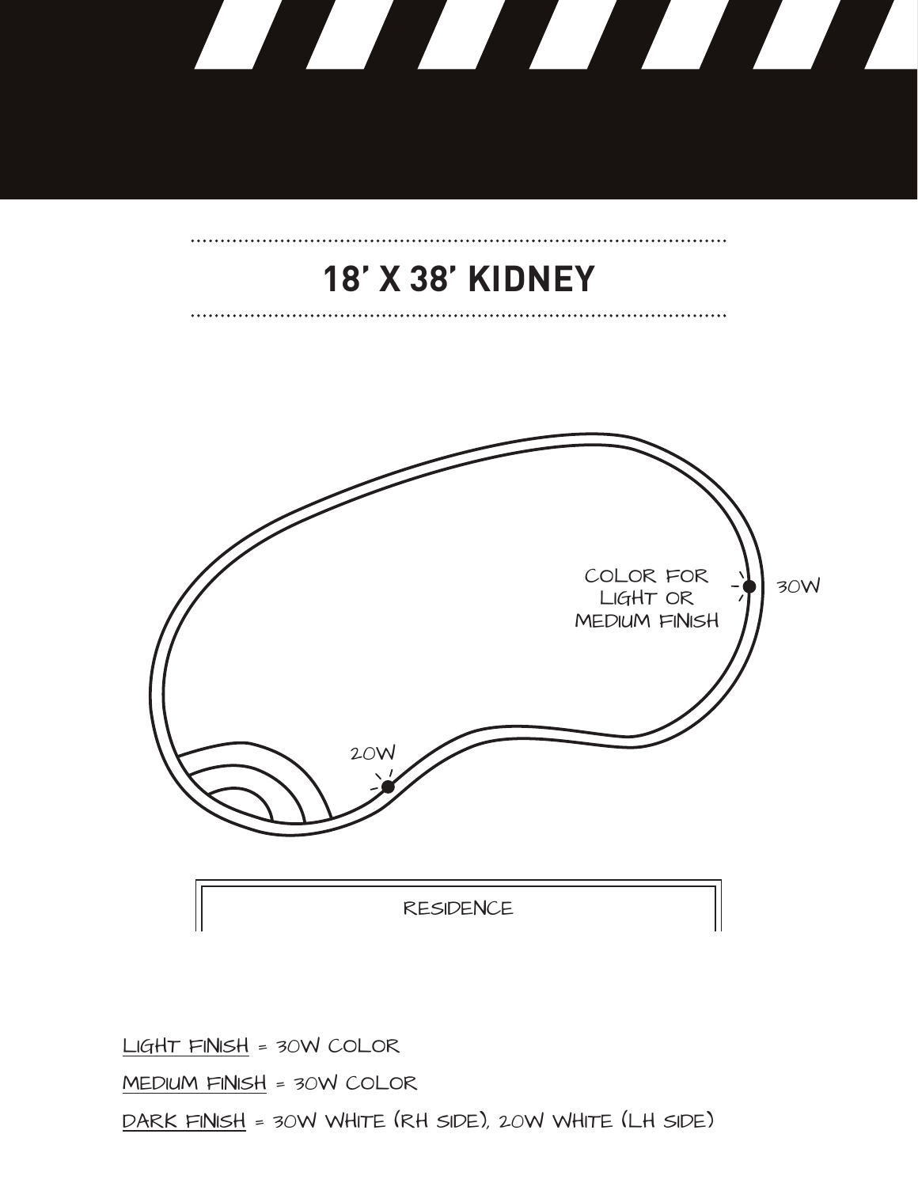# 18' X 38' KIDNEY

COLOR FOR LIGHT OR MEDIUM FINISH

30W

20W

RESIDENCE

LIGHT FINISH = 30W COLOR

MEDIUM FINISH = 30W COLOR

DARK FINISH = 30W WHITE (RH SIDE), 20W WHITE (LH SIDE)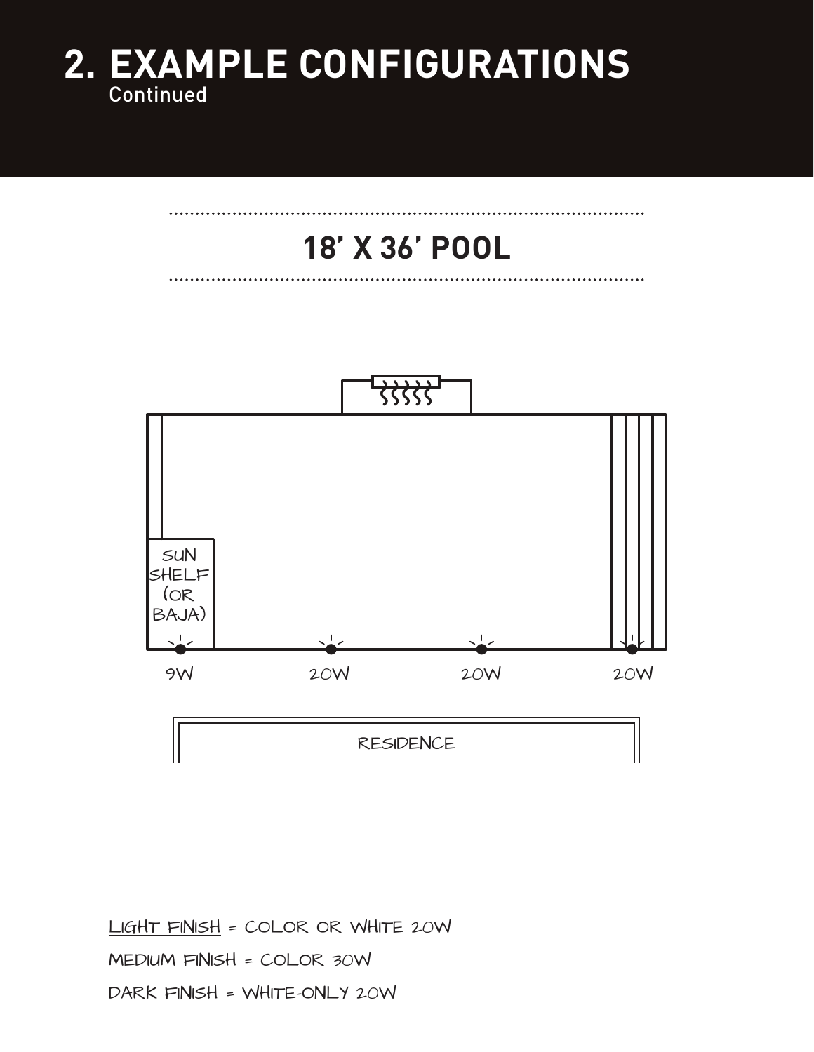# 2. EXAMPLE CONFIGURATIONS
Continued

## 18' X 36' POOL

SUN SHELF (OR BAJA)

9W 20W 20W 20W

RESIDENCE

LIGHT FINISH = COLOR OR WHITE 20W

MEDIUM FINISH = COLOR 30W

DARK FINISH = WHITE-ONLY 20W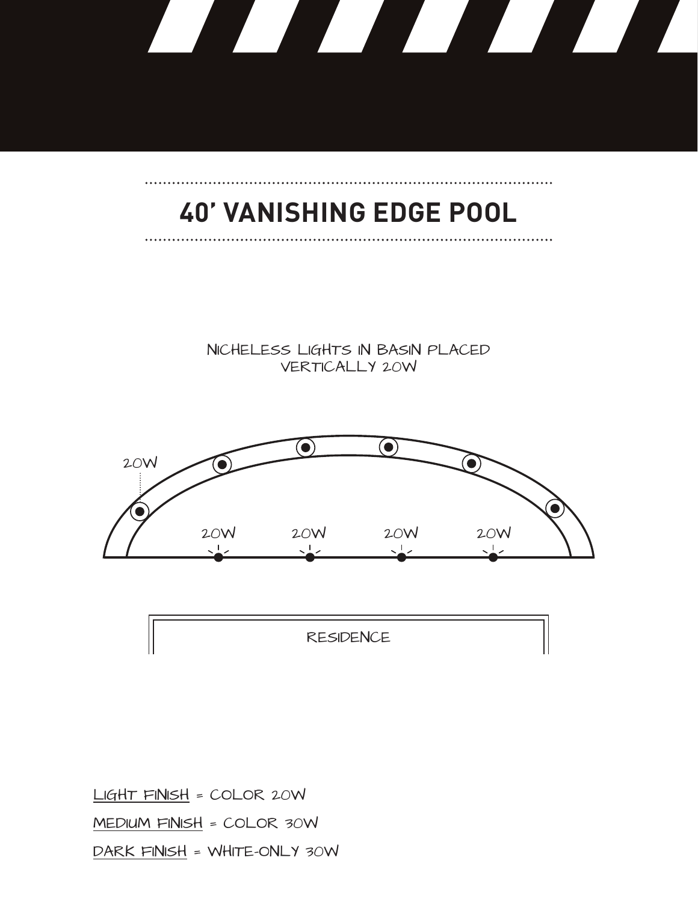# 40' VANISHING EDGE POOL

NICHELESS LIGHTS IN BASIN PLACED VERTICALLY 20W

20W

20W 20W 20W 20W

RESIDENCE

LIGHT FINISH = COLOR 20W

MEDIUM FINISH = COLOR 30W

DARK FINISH = WHITE-ONLY 30W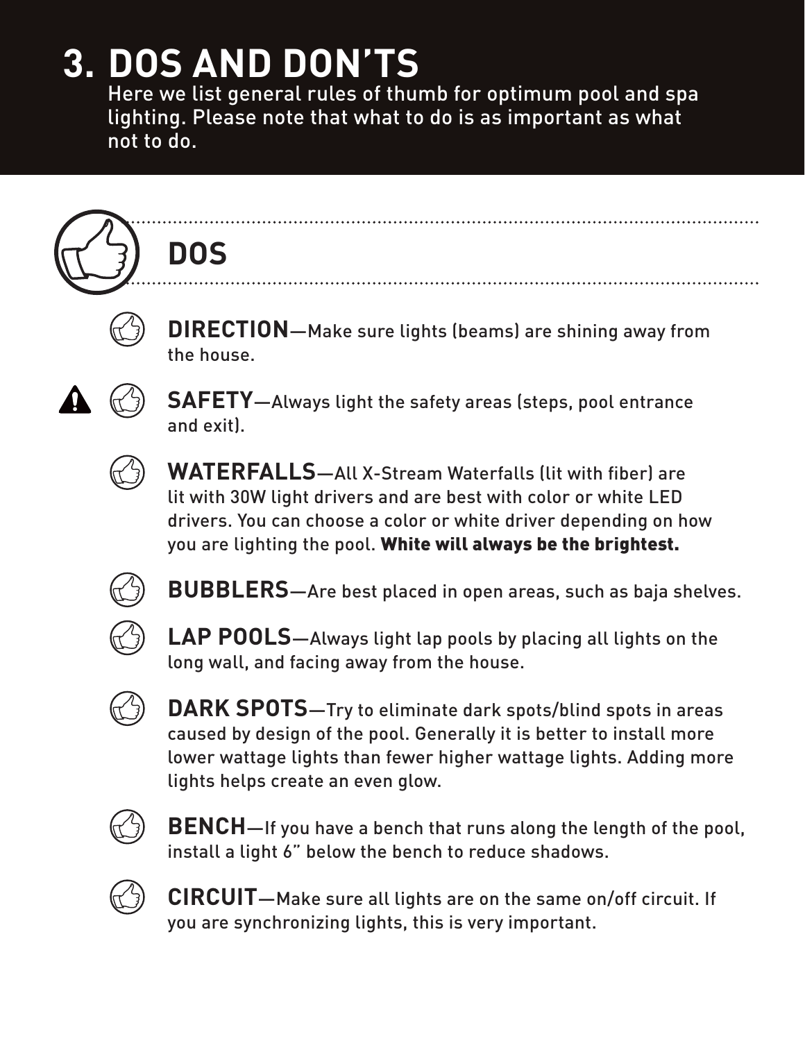# 3. DOS AND DON'TS

Here we list general rules of thumb for optimum pool and spa lighting. Please note that what to do is as important as what not to do.

## DOS

- **DIRECTION**—Make sure lights (beams) are shining away from the house.
- **SAFETY**—Always light the safety areas (steps, pool entrance and exit).
- **WATERFALLS**—All X-Stream Waterfalls (lit with fiber) are lit with 30W light drivers and are best with color or white LED drivers. You can choose a color or white driver depending on how you are lighting the pool. **White will always be the brightest.**
- **BUBBLERS**—Are best placed in open areas, such as baja shelves.
- **LAP POOLS**—Always light lap pools by placing all lights on the long wall, and facing away from the house.
- **DARK SPOTS**—Try to eliminate dark spots/blind spots in areas caused by design of the pool. Generally it is better to install more lower wattage lights than fewer higher wattage lights. Adding more lights helps create an even glow.
- **BENCH**—If you have a bench that runs along the length of the pool, install a light 6" below the bench to reduce shadows.
- **CIRCUIT**—Make sure all lights are on the same on/off circuit. If you are synchronizing lights, this is very important.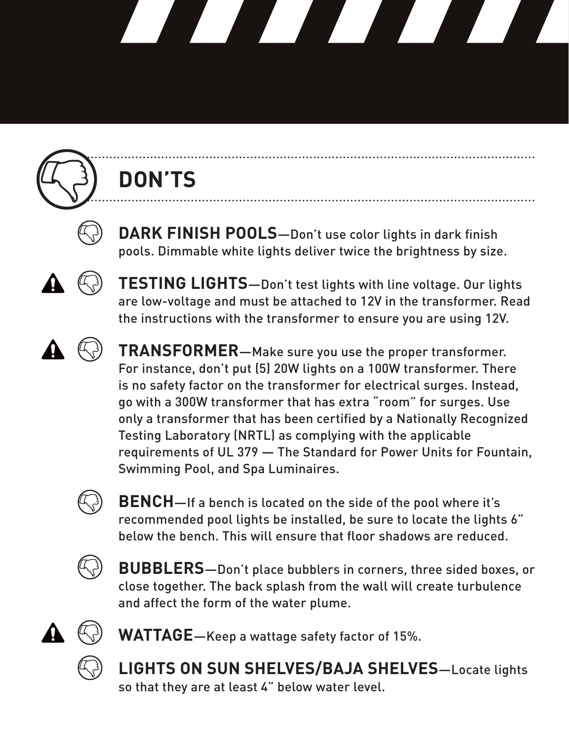## DON'TS

- **DARK FINISH POOLS**—Don't use color lights in dark finish pools. Dimmable white lights deliver twice the brightness by size.

- **TESTING LIGHTS**—Don't test lights with line voltage. Our lights are low-voltage and must be attached to 12V in the transformer. Read the instructions with the transformer to ensure you are using 12V.

- **TRANSFORMER**—Make sure you use the proper transformer. For instance, don't put (5) 20W lights on a 100W transformer. There is no safety factor on the transformer for electrical surges. Instead, go with a 300W transformer that has extra "room" for surges. Use only a transformer that has been certified by a Nationally Recognized Testing Laboratory (NRTL) as complying with the applicable requirements of UL 379 — The Standard for Power Units for Fountain, Swimming Pool, and Spa Luminaires.

- **BENCH**—If a bench is located on the side of the pool where it's recommended pool lights be installed, be sure to locate the lights 6" below the bench. This will ensure that floor shadows are reduced.

- **BUBBLERS**—Don't place bubblers in corners, three sided boxes, or close together. The back splash from the wall will create turbulence and affect the form of the water plume.

- **WATTAGE**—Keep a wattage safety factor of 15%.

- **LIGHTS ON SUN SHELVES/BAJA SHELVES**—Locate lights so that they are at least 4" below water level.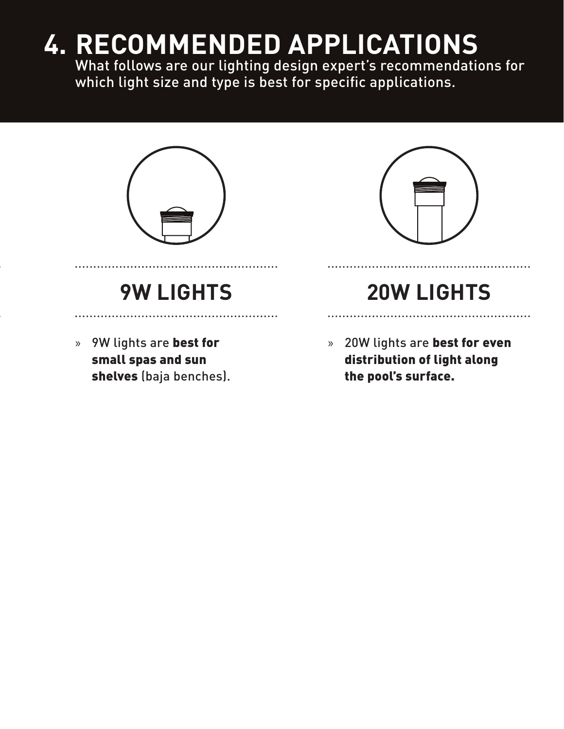# 4. RECOMMENDED APPLICATIONS

What follows are our lighting design expert's recommendations for which light size and type is best for specific applications.

## 9W LIGHTS

» 9W lights are **best for small spas and sun shelves** (baja benches).

## 20W LIGHTS

» 20W lights are **best for even distribution of light along the pool's surface.**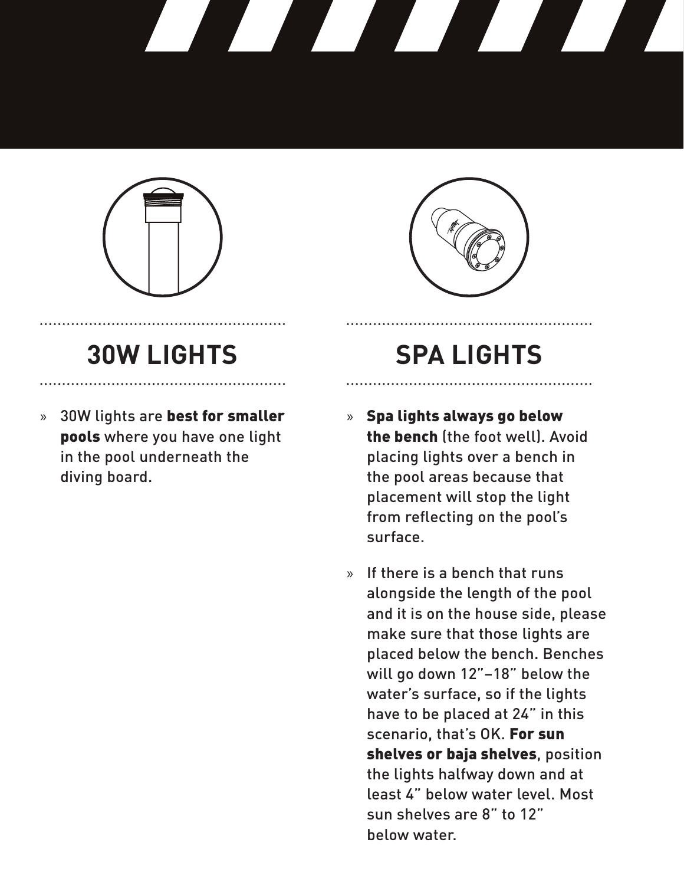## 30W LIGHTS

- 30W lights are **best for smaller pools** where you have one light in the pool underneath the diving board.

## SPA LIGHTS

- **Spa lights always go below the bench** (the foot well). Avoid placing lights over a bench in the pool areas because that placement will stop the light from reflecting on the pool's surface.
- If there is a bench that runs alongside the length of the pool and it is on the house side, please make sure that those lights are placed below the bench. Benches will go down 12"–18" below the water's surface, so if the lights have to be placed at 24" in this scenario, that's OK. **For sun shelves or baja shelves**, position the lights halfway down and at least 4" below water level. Most sun shelves are 8" to 12" below water.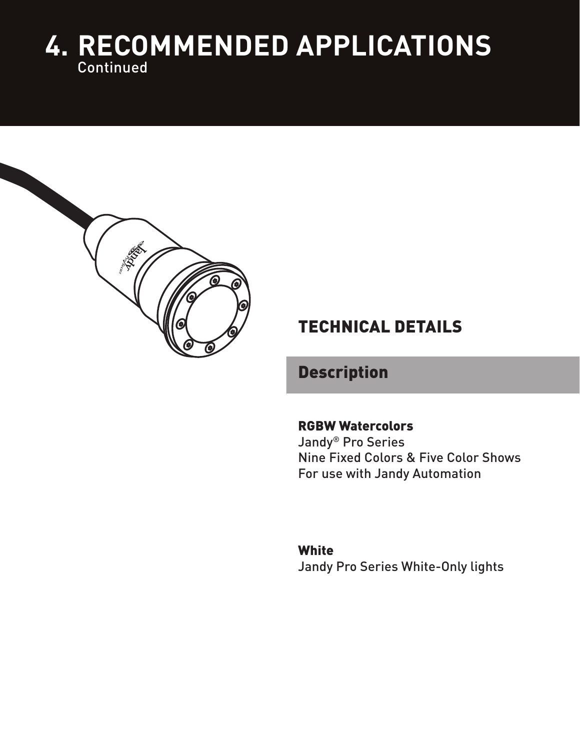# 4. RECOMMENDED APPLICATIONS
Continued

## TECHNICAL DETAILS

### Description

**RGBW Watercolors**
Jandy® Pro Series
Nine Fixed Colors & Five Color Shows
For use with Jandy Automation

**White**
Jandy Pro Series White-Only lights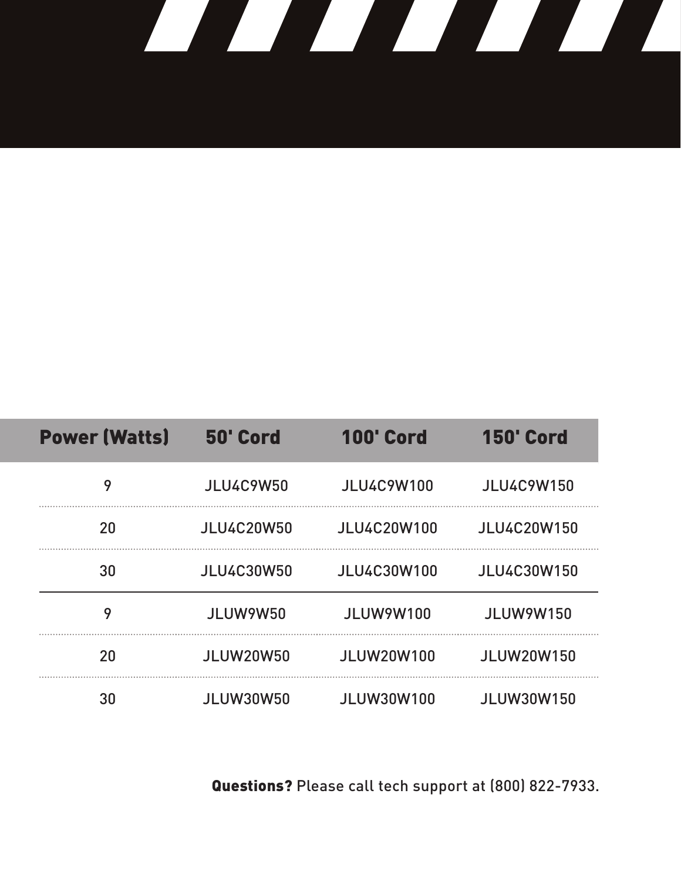| Power (Watts) | 50' Cord | 100' Cord | 150' Cord |
| --- | --- | --- | --- |
| 9 | JLU4C9W50 | JLU4C9W100 | JLU4C9W150 |
| 20 | JLU4C20W50 | JLU4C20W100 | JLU4C20W150 |
| 30 | JLU4C30W50 | JLU4C30W100 | JLU4C30W150 |
| 9 | JLUW9W50 | JLUW9W100 | JLUW9W150 |
| 20 | JLUW20W50 | JLUW20W100 | JLUW20W150 |
| 30 | JLUW30W50 | JLUW30W100 | JLUW30W150 |

**Questions?** Please call tech support at (800) 822-7933.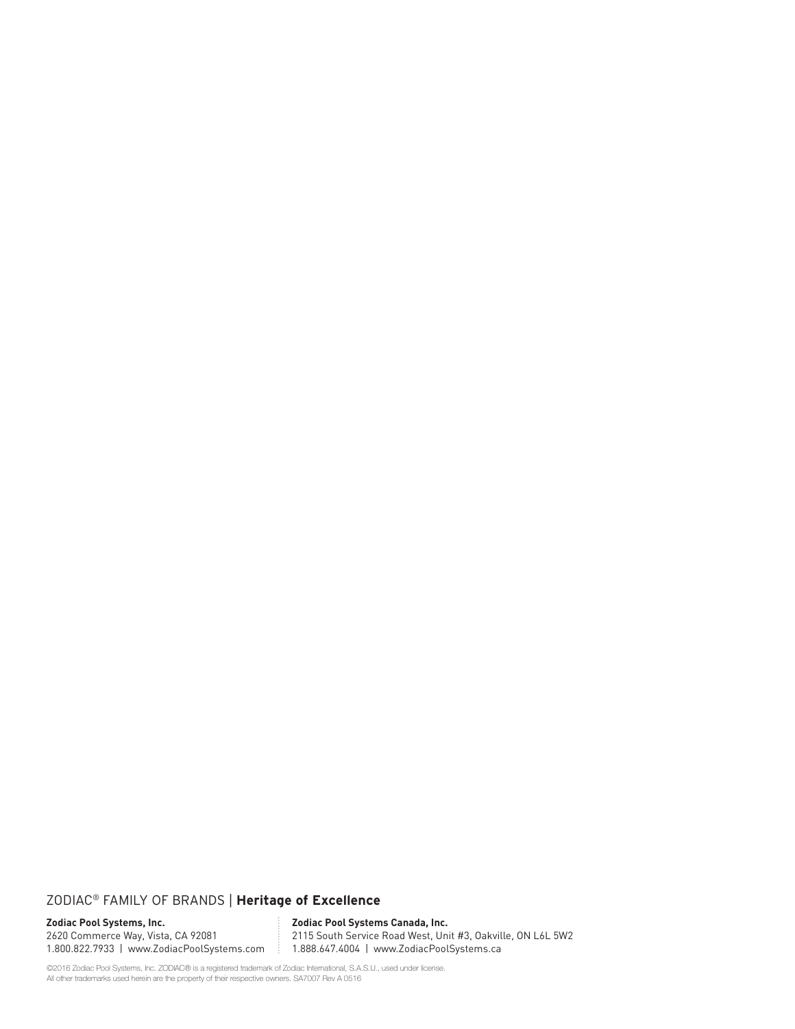ZODIAC® FAMILY OF BRANDS | **Heritage of Excellence**

**Zodiac Pool Systems, Inc.**
2620 Commerce Way, Vista, CA 92081
1.800.822.7933 | www.ZodiacPoolSystems.com

**Zodiac Pool Systems Canada, Inc.**
2115 South Service Road West, Unit #3, Oakville, ON L6L 5W2
1.888.647.4004 | www.ZodiacPoolSystems.ca

©2016 Zodiac Pool Systems, Inc. ZODIAC® is a registered trademark of Zodiac International, S.A.S.U., used under license.
All other trademarks used herein are the property of their respective owners. SA7007 Rev A 0516